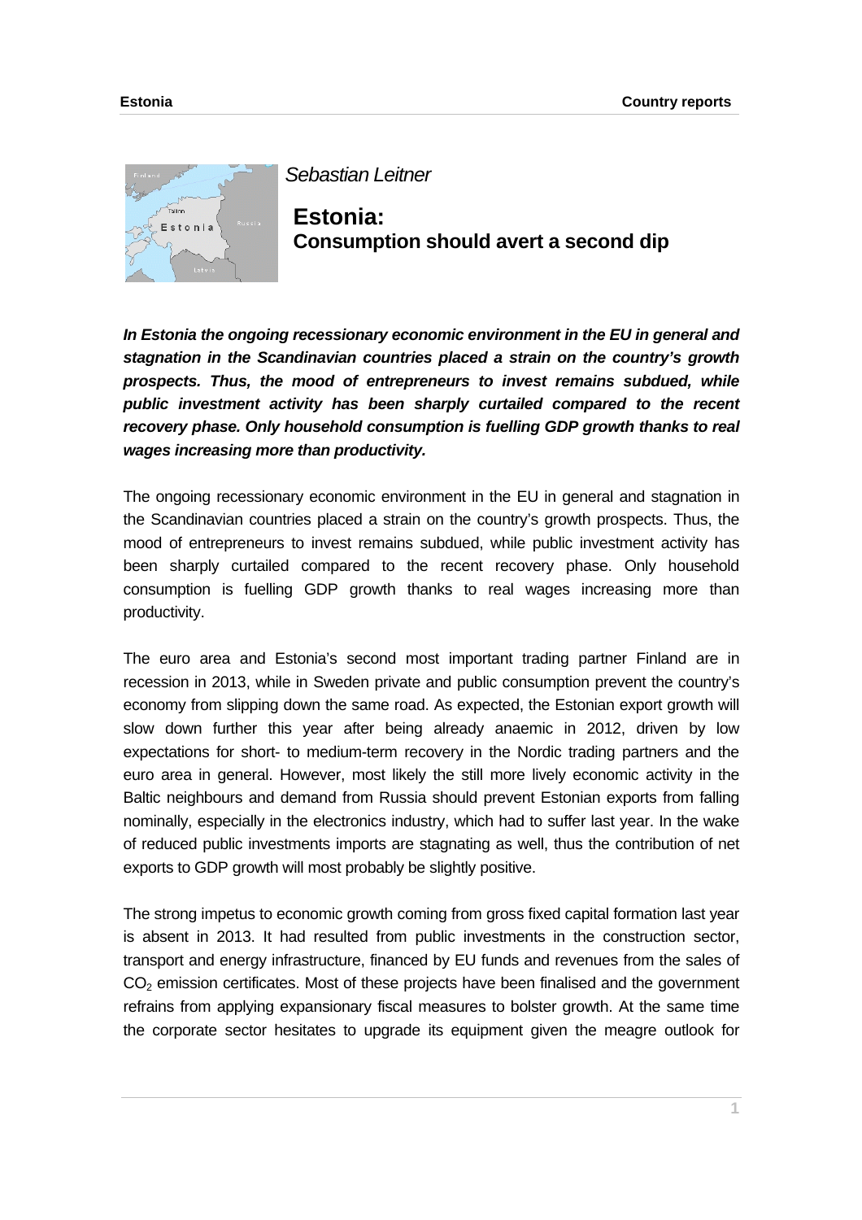*Sebastian Leitner*

# Estonia: Consumption should avert a second dip

***In Estonia the ongoing recessionary economic environment in the EU in general and stagnation in the Scandinavian countries placed a strain on the country's growth prospects. Thus, the mood of entrepreneurs to invest remains subdued, while public investment activity has been sharply curtailed compared to the recent recovery phase. Only household consumption is fuelling GDP growth thanks to real wages increasing more than productivity.***

The ongoing recessionary economic environment in the EU in general and stagnation in the Scandinavian countries placed a strain on the country's growth prospects. Thus, the mood of entrepreneurs to invest remains subdued, while public investment activity has been sharply curtailed compared to the recent recovery phase. Only household consumption is fuelling GDP growth thanks to real wages increasing more than productivity.

The euro area and Estonia's second most important trading partner Finland are in recession in 2013, while in Sweden private and public consumption prevent the country's economy from slipping down the same road. As expected, the Estonian export growth will slow down further this year after being already anaemic in 2012, driven by low expectations for short- to medium-term recovery in the Nordic trading partners and the euro area in general. However, most likely the still more lively economic activity in the Baltic neighbours and demand from Russia should prevent Estonian exports from falling nominally, especially in the electronics industry, which had to suffer last year. In the wake of reduced public investments imports are stagnating as well, thus the contribution of net exports to GDP growth will most probably be slightly positive.

The strong impetus to economic growth coming from gross fixed capital formation last year is absent in 2013. It had resulted from public investments in the construction sector, transport and energy infrastructure, financed by EU funds and revenues from the sales of $CO_2$ emission certificates. Most of these projects have been finalised and the government refrains from applying expansionary fiscal measures to bolster growth. At the same time the corporate sector hesitates to upgrade its equipment given the meagre outlook for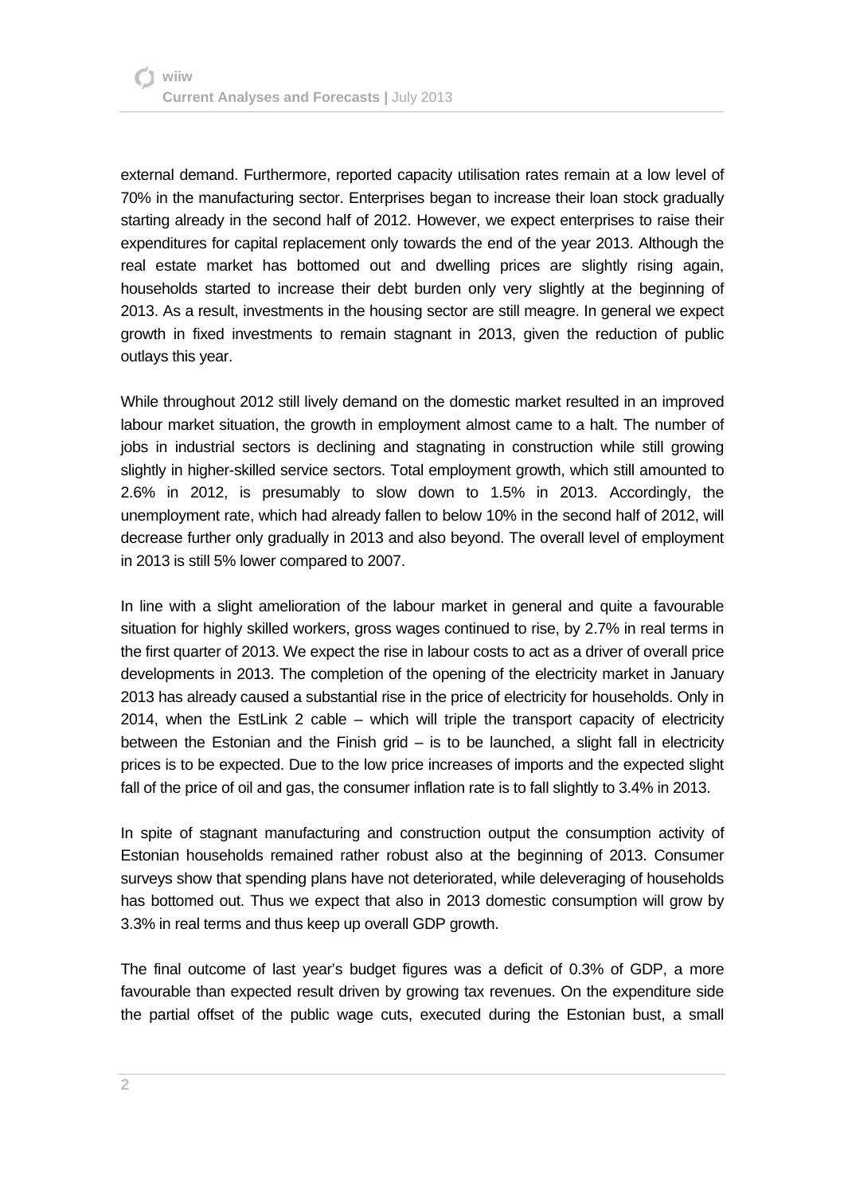external demand. Furthermore, reported capacity utilisation rates remain at a low level of 70% in the manufacturing sector. Enterprises began to increase their loan stock gradually starting already in the second half of 2012. However, we expect enterprises to raise their expenditures for capital replacement only towards the end of the year 2013. Although the real estate market has bottomed out and dwelling prices are slightly rising again, households started to increase their debt burden only very slightly at the beginning of 2013. As a result, investments in the housing sector are still meagre. In general we expect growth in fixed investments to remain stagnant in 2013, given the reduction of public outlays this year.

While throughout 2012 still lively demand on the domestic market resulted in an improved labour market situation, the growth in employment almost came to a halt. The number of jobs in industrial sectors is declining and stagnating in construction while still growing slightly in higher-skilled service sectors. Total employment growth, which still amounted to 2.6% in 2012, is presumably to slow down to 1.5% in 2013. Accordingly, the unemployment rate, which had already fallen to below 10% in the second half of 2012, will decrease further only gradually in 2013 and also beyond. The overall level of employment in 2013 is still 5% lower compared to 2007.

In line with a slight amelioration of the labour market in general and quite a favourable situation for highly skilled workers, gross wages continued to rise, by 2.7% in real terms in the first quarter of 2013. We expect the rise in labour costs to act as a driver of overall price developments in 2013. The completion of the opening of the electricity market in January 2013 has already caused a substantial rise in the price of electricity for households. Only in 2014, when the EstLink 2 cable – which will triple the transport capacity of electricity between the Estonian and the Finish grid – is to be launched, a slight fall in electricity prices is to be expected. Due to the low price increases of imports and the expected slight fall of the price of oil and gas, the consumer inflation rate is to fall slightly to 3.4% in 2013.

In spite of stagnant manufacturing and construction output the consumption activity of Estonian households remained rather robust also at the beginning of 2013. Consumer surveys show that spending plans have not deteriorated, while deleveraging of households has bottomed out. Thus we expect that also in 2013 domestic consumption will grow by 3.3% in real terms and thus keep up overall GDP growth.

The final outcome of last year's budget figures was a deficit of 0.3% of GDP, a more favourable than expected result driven by growing tax revenues. On the expenditure side the partial offset of the public wage cuts, executed during the Estonian bust, a small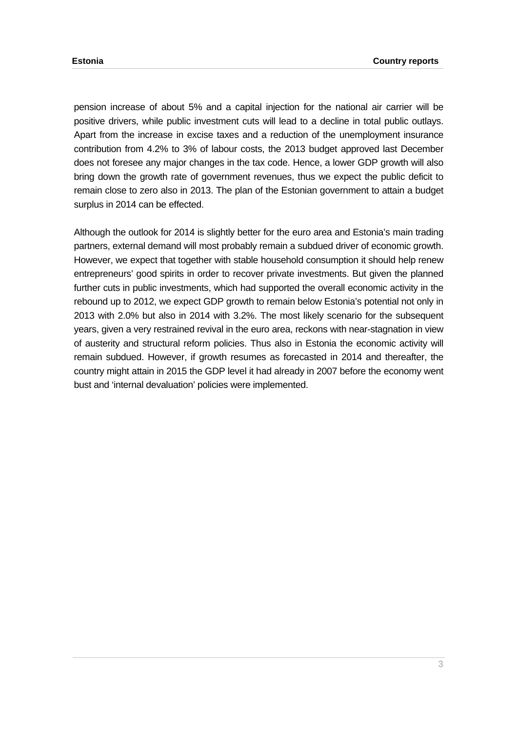pension increase of about 5% and a capital injection for the national air carrier will be positive drivers, while public investment cuts will lead to a decline in total public outlays. Apart from the increase in excise taxes and a reduction of the unemployment insurance contribution from 4.2% to 3% of labour costs, the 2013 budget approved last December does not foresee any major changes in the tax code. Hence, a lower GDP growth will also bring down the growth rate of government revenues, thus we expect the public deficit to remain close to zero also in 2013. The plan of the Estonian government to attain a budget surplus in 2014 can be effected.

Although the outlook for 2014 is slightly better for the euro area and Estonia's main trading partners, external demand will most probably remain a subdued driver of economic growth. However, we expect that together with stable household consumption it should help renew entrepreneurs' good spirits in order to recover private investments. But given the planned further cuts in public investments, which had supported the overall economic activity in the rebound up to 2012, we expect GDP growth to remain below Estonia's potential not only in 2013 with 2.0% but also in 2014 with 3.2%. The most likely scenario for the subsequent years, given a very restrained revival in the euro area, reckons with near-stagnation in view of austerity and structural reform policies. Thus also in Estonia the economic activity will remain subdued. However, if growth resumes as forecasted in 2014 and thereafter, the country might attain in 2015 the GDP level it had already in 2007 before the economy went bust and 'internal devaluation' policies were implemented.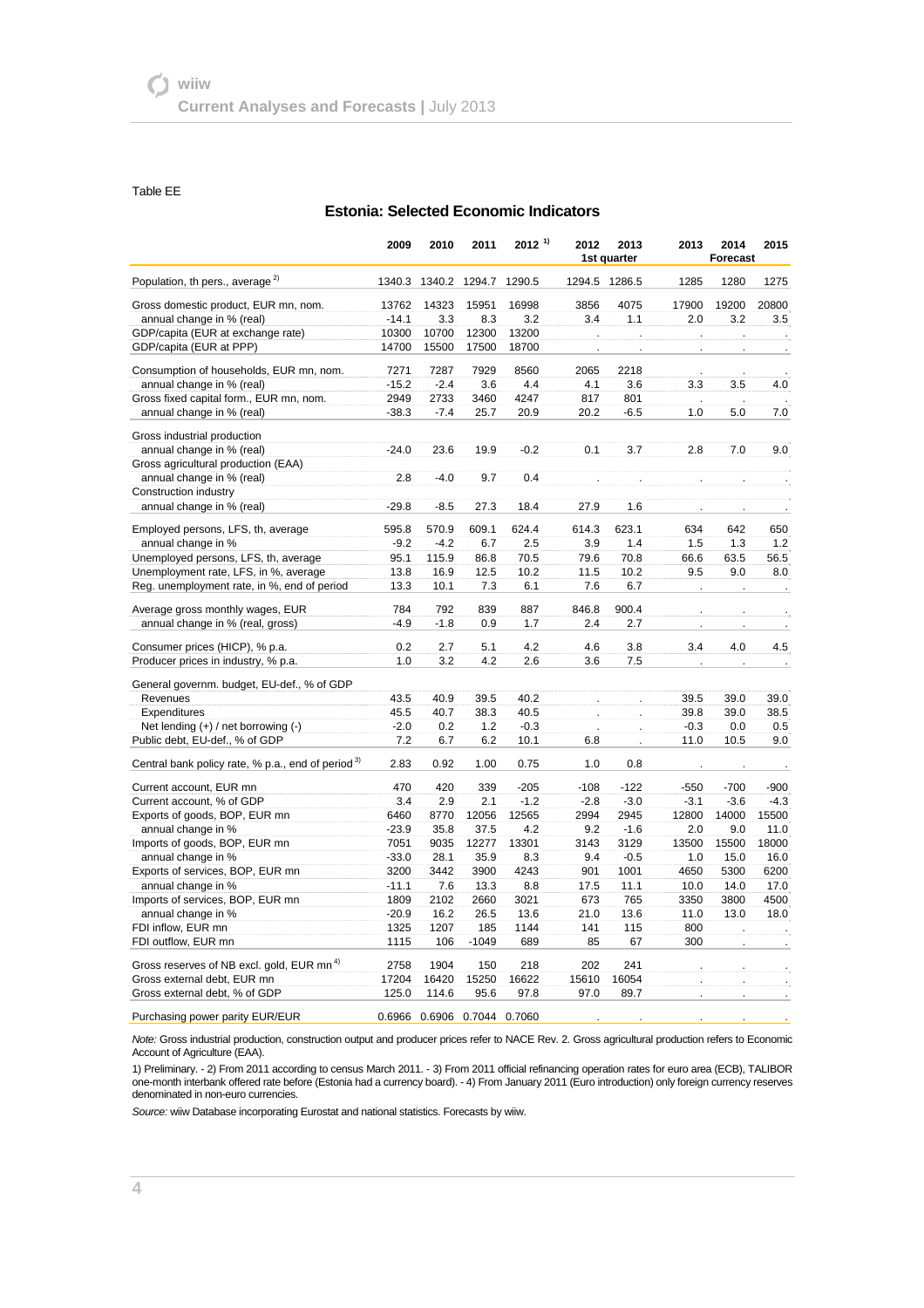Table EE

## Estonia: Selected Economic Indicators

| | 2009 | 2010 | 2011 | 2012 [1] | 2012 | 2013 | 2013 | 2014 | 2015 |
|---|---|---|---|---|---|---|---|---|---|
| | | | | | 1st quarter | | | Forecast | |
| Population, th pers., average [2] | 1340.3 | 1340.2 | 1294.7 | 1290.5 | 1294.5 | 1286.5 | 1285 | 1280 | 1275 |
| Gross domestic product, EUR mn, nom. | 13762 | 14323 | 15951 | 16998 | 3856 | 4075 | 17900 | 19200 | 20800 |
| annual change in % (real) | -14.1 | 3.3 | 8.3 | 3.2 | 3.4 | 1.1 | 2.0 | 3.2 | 3.5 |
| GDP/capita (EUR at exchange rate) | 10300 | 10700 | 12300 | 13200 | . | . | . | . | . |
| GDP/capita (EUR at PPP) | 14700 | 15500 | 17500 | 18700 | . | . | . | . | . |
| Consumption of households, EUR mn, nom. | 7271 | 7287 | 7929 | 8560 | 2065 | 2218 | . | . | . |
| annual change in % (real) | -15.2 | -2.4 | 3.6 | 4.4 | 4.1 | 3.6 | 3.3 | 3.5 | 4.0 |
| Gross fixed capital form., EUR mn, nom. | 2949 | 2733 | 3460 | 4247 | 817 | 801 | . | . | . |
| annual change in % (real) | -38.3 | -7.4 | 25.7 | 20.9 | 20.2 | -6.5 | 1.0 | 5.0 | 7.0 |
| Gross industrial production | | | | | | | | | |
| annual change in % (real) | -24.0 | 23.6 | 19.9 | -0.2 | 0.1 | 3.7 | 2.8 | 7.0 | 9.0 |
| Gross agricultural production (EAA) | | | | | | | | | |
| annual change in % (real) | 2.8 | -4.0 | 9.7 | 0.4 | . | . | . | . | . |
| Construction industry | | | | | | | | | |
| annual change in % (real) | -29.8 | -8.5 | 27.3 | 18.4 | 27.9 | 1.6 | . | . | . |
| Employed persons, LFS, th, average | 595.8 | 570.9 | 609.1 | 624.4 | 614.3 | 623.1 | 634 | 642 | 650 |
| annual change in % | -9.2 | -4.2 | 6.7 | 2.5 | 3.9 | 1.4 | 1.5 | 1.3 | 1.2 |
| Unemployed persons, LFS, th, average | 95.1 | 115.9 | 86.8 | 70.5 | 79.6 | 70.8 | 66.6 | 63.5 | 56.5 |
| Unemployment rate, LFS, in %, average | 13.8 | 16.9 | 12.5 | 10.2 | 11.5 | 10.2 | 9.5 | 9.0 | 8.0 |
| Reg. unemployment rate, in %, end of period | 13.3 | 10.1 | 7.3 | 6.1 | 7.6 | 6.7 | . | . | . |
| Average gross monthly wages, EUR | 784 | 792 | 839 | 887 | 846.8 | 900.4 | . | . | . |
| annual change in % (real, gross) | -4.9 | -1.8 | 0.9 | 1.7 | 2.4 | 2.7 | . | . | . |
| Consumer prices (HICP), % p.a. | 0.2 | 2.7 | 5.1 | 4.2 | 4.6 | 3.8 | 3.4 | 4.0 | 4.5 |
| Producer prices in industry, % p.a. | 1.0 | 3.2 | 4.2 | 2.6 | 3.6 | 7.5 | . | . | . |
| General governm. budget, EU-def., % of GDP | | | | | | | | | |
| Revenues | 43.5 | 40.9 | 39.5 | 40.2 | . | . | 39.5 | 39.0 | 39.0 |
| Expenditures | 45.5 | 40.7 | 38.3 | 40.5 | . | . | 39.8 | 39.0 | 38.5 |
| Net lending (+) / net borrowing (-) | -2.0 | 0.2 | 1.2 | -0.3 | . | . | -0.3 | 0.0 | 0.5 |
| Public debt, EU-def., % of GDP | 7.2 | 6.7 | 6.2 | 10.1 | 6.8 | . | 11.0 | 10.5 | 9.0 |
| Central bank policy rate, % p.a., end of period [3] | 2.83 | 0.92 | 1.00 | 0.75 | 1.0 | 0.8 | . | . | . |
| Current account, EUR mn | 470 | 420 | 339 | -205 | -108 | -122 | -550 | -700 | -900 |
| Current account, % of GDP | 3.4 | 2.9 | 2.1 | -1.2 | -2.8 | -3.0 | -3.1 | -3.6 | -4.3 |
| Exports of goods, BOP, EUR mn | 6460 | 8770 | 12056 | 12565 | 2994 | 2945 | 12800 | 14000 | 15500 |
| annual change in % | -23.9 | 35.8 | 37.5 | 4.2 | 9.2 | -1.6 | 2.0 | 9.0 | 11.0 |
| Imports of goods, BOP, EUR mn | 7051 | 9035 | 12277 | 13301 | 3143 | 3129 | 13500 | 15500 | 18000 |
| annual change in % | -33.0 | 28.1 | 35.9 | 8.3 | 9.4 | -0.5 | 1.0 | 15.0 | 16.0 |
| Exports of services, BOP, EUR mn | 3200 | 3442 | 3900 | 4243 | 901 | 1001 | 4650 | 5300 | 6200 |
| annual change in % | -11.1 | 7.6 | 13.3 | 8.8 | 17.5 | 11.1 | 10.0 | 14.0 | 17.0 |
| Imports of services, BOP, EUR mn | 1809 | 2102 | 2660 | 3021 | 673 | 765 | 3350 | 3800 | 4500 |
| annual change in % | -20.9 | 16.2 | 26.5 | 13.6 | 21.0 | 13.6 | 11.0 | 13.0 | 18.0 |
| FDI inflow, EUR mn | 1325 | 1207 | 185 | 1144 | 141 | 115 | 800 | . | . |
| FDI outflow, EUR mn | 1115 | 106 | -1049 | 689 | 85 | 67 | 300 | . | . |
| Gross reserves of NB excl. gold, EUR mn [4] | 2758 | 1904 | 150 | 218 | 202 | 241 | . | . | . |
| Gross external debt, EUR mn | 17204 | 16420 | 15250 | 16622 | 15610 | 16054 | . | . | . |
| Gross external debt, % of GDP | 125.0 | 114.6 | 95.6 | 97.8 | 97.0 | 89.7 | . | . | . |
| Purchasing power parity EUR/EUR | 0.6966 | 0.6906 | 0.7044 | 0.7060 | . | . | . | . | . |

*Note:* Gross industrial production, construction output and producer prices refer to NACE Rev. 2. Gross agricultural production refers to Economic Account of Agriculture (EAA).

1) Preliminary. - 2) From 2011 according to census March 2011. - 3) From 2011 official refinancing operation rates for euro area (ECB), TALIBOR one-month interbank offered rate before (Estonia had a currency board). - 4) From January 2011 (Euro introduction) only foreign currency reserves denominated in non-euro currencies.

*Source:* wiiw Database incorporating Eurostat and national statistics. Forecasts by wiiw.